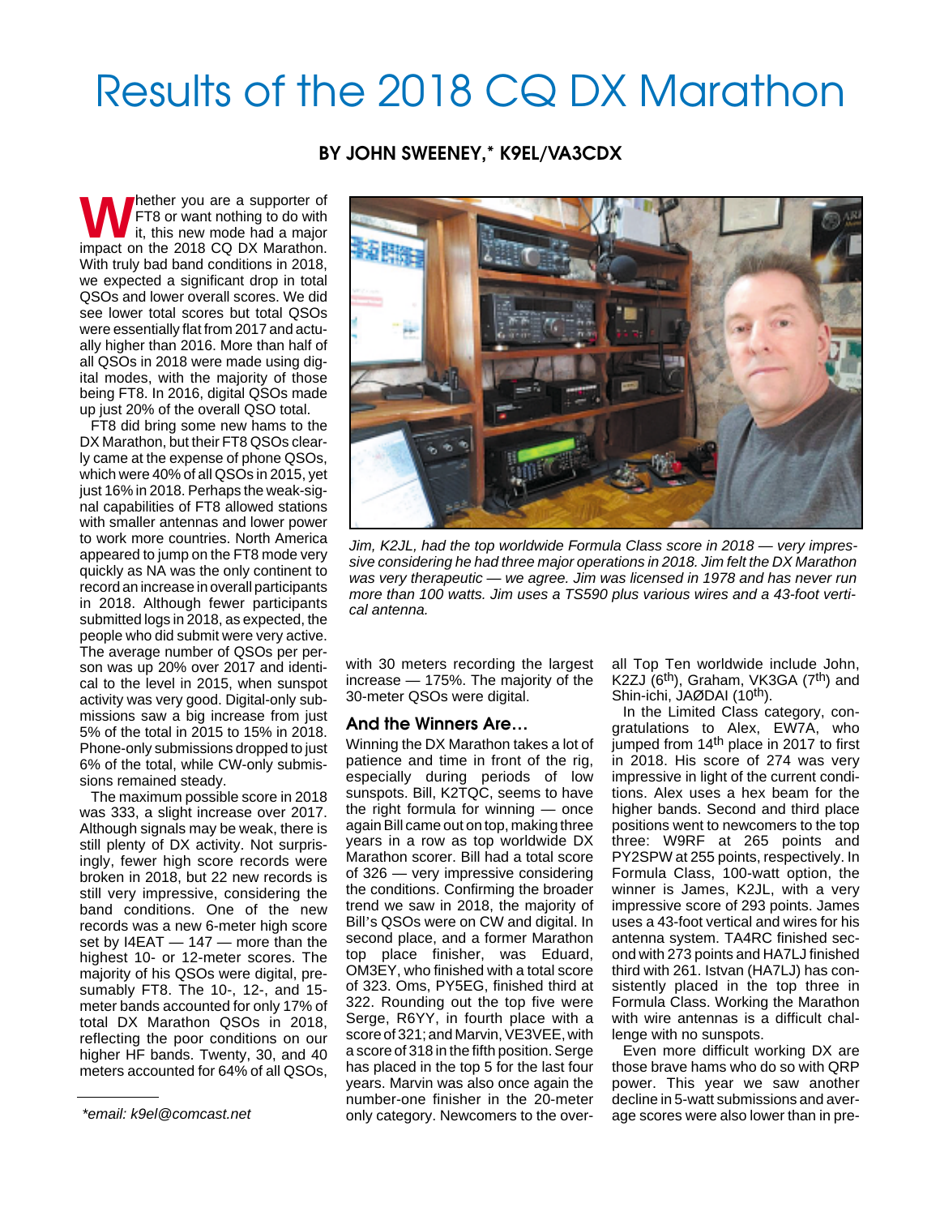# Results of the 2018 CQ DX Marathon

**BY JOHN SWEENEY,* K9EL/VA3CDX**

Whether you are a supporter of FT8 or want nothing to do with it, this new mode had a major impact on the 2018 CQ DX Marathon. With truly bad band conditions in 2018, we expected a significant drop in total QSOs and lower overall scores. We did see lower total scores but total QSOs were essentially flat from 2017 and actually higher than 2016. More than half of all QSOs in 2018 were made using digital modes, with the majority of those being FT8. In 2016, digital QSOs made up just 20% of the overall QSO total.

FT8 did bring some new hams to the DX Marathon, but their FT8 QSOs clearly came at the expense of phone QSOs, which were 40% of all QSOs in 2015, yet just 16% in 2018. Perhaps the weak-signal capabilities of FT8 allowed stations with smaller antennas and lower power to work more countries. North America appeared to jump on the FT8 mode very quickly as NA was the only continent to record an increase in overall participants in 2018. Although fewer participants submitted logs in 2018, as expected, the people who did submit were very active. The average number of QSOs per person was up 20% over 2017 and identical to the level in 2015, when sunspot activity was very good. Digital-only submissions saw a big increase from just 5% of the total in 2015 to 15% in 2018. Phone-only submissions dropped to just 6% of the total, while CW-only submissions remained steady.

The maximum possible score in 2018 was 333, a slight increase over 2017. Although signals may be weak, there is still plenty of DX activity. Not surprisingly, fewer high score records were broken in 2018, but 22 new records is still very impressive, considering the band conditions. One of the new records was a new 6-meter high score set by I4EAT — 147 — more than the highest 10- or 12-meter scores. The majority of his QSOs were digital, presumably FT8. The 10-, 12-, and 15-meter bands accounted for only 17% of total DX Marathon QSOs in 2018, reflecting the poor conditions on our higher HF bands. Twenty, 30, and 40 meters accounted for 64% of all QSOs, with 30 meters recording the largest increase — 175%. The majority of the 30-meter QSOs were digital.

*Jim, K2JL, had the top worldwide Formula Class score in 2018 — very impressive considering he had three major operations in 2018. Jim felt the DX Marathon was very therapeutic — we agree. Jim was licensed in 1978 and has never run more than 100 watts. Jim uses a TS590 plus various wires and a 43-foot vertical antenna.*

## And the Winners Are…

Winning the DX Marathon takes a lot of patience and time in front of the rig, especially during periods of low sunspots. Bill, K2TQC, seems to have the right formula for winning — once again Bill came out on top, making three years in a row as top worldwide DX Marathon scorer. Bill had a total score of 326 — very impressive considering the conditions. Confirming the broader trend we saw in 2018, the majority of Bill's QSOs were on CW and digital. In second place, and a former Marathon top place finisher, was Eduard, OM3EY, who finished with a total score of 323. Oms, PY5EG, finished third at 322. Rounding out the top five were Serge, R6YY, in fourth place with a score of 321; and Marvin, VE3VEE, with a score of 318 in the fifth position. Serge has placed in the top 5 for the last four years. Marvin was also once again the number-one finisher in the 20-meter only category. Newcomers to the overall Top Ten worldwide include John, K2ZJ (6th), Graham, VK3GA (7th) and Shin-ichi, JAØDAI (10th).

In the Limited Class category, congratulations to Alex, EW7A, who jumped from 14th place in 2017 to first in 2018. His score of 274 was very impressive in light of the current conditions. Alex uses a hex beam for the higher bands. Second and third place positions went to newcomers to the top three: W9RF at 265 points and PY2SPW at 255 points, respectively. In Formula Class, 100-watt option, the winner is James, K2JL, with a very impressive score of 293 points. James uses a 43-foot vertical and wires for his antenna system. TA4RC finished second with 273 points and HA7LJ finished third with 261. Istvan (HA7LJ) has consistently placed in the top three in Formula Class. Working the Marathon with wire antennas is a difficult challenge with no sunspots.

Even more difficult working DX are those brave hams who do so with QRP power. This year we saw another decline in 5-watt submissions and average scores were also lower than in pre-

*email: k9el@comcast.net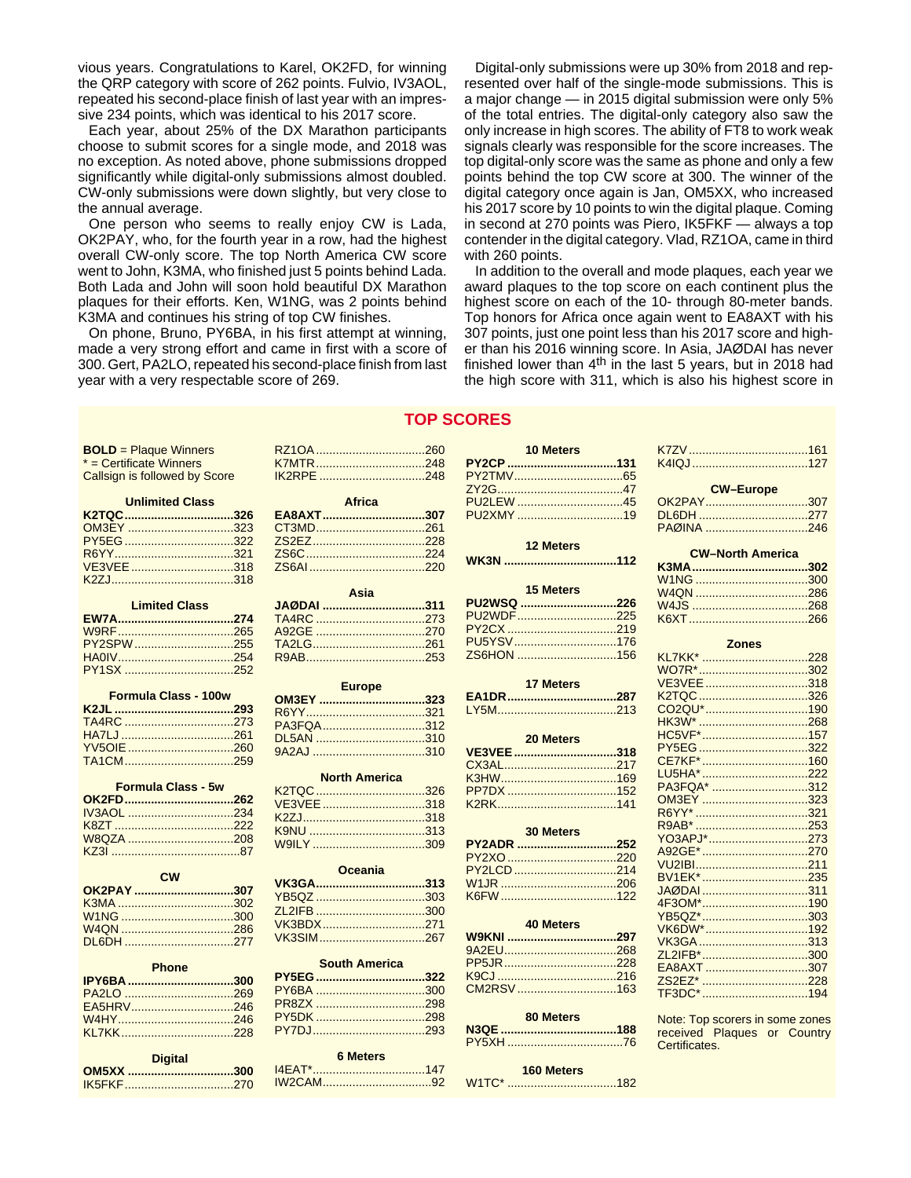vious years. Congratulations to Karel, OK2FD, for winning the QRP category with score of 262 points. Fulvio, IV3AOL, repeated his second-place finish of last year with an impressive 234 points, which was identical to his 2017 score.

Each year, about 25% of the DX Marathon participants choose to submit scores for a single mode, and 2018 was no exception. As noted above, phone submissions dropped significantly while digital-only submissions almost doubled. CW-only submissions were down slightly, but very close to the annual average.

One person who seems to really enjoy CW is Lada, OK2PAY, who, for the fourth year in a row, had the highest overall CW-only score. The top North America CW score went to John, K3MA, who finished just 5 points behind Lada. Both Lada and John will soon hold beautiful DX Marathon plaques for their efforts. Ken, W1NG, was 2 points behind K3MA and continues his string of top CW finishes.

On phone, Bruno, PY6BA, in his first attempt at winning, made a very strong effort and came in first with a score of 300. Gert, PA2LO, repeated his second-place finish from last year with a very respectable score of 269.

Digital-only submissions were up 30% from 2018 and represented over half of the single-mode submissions. This is a major change — in 2015 digital submission were only 5% of the total entries. The digital-only category also saw the only increase in high scores. The ability of FT8 to work weak signals clearly was responsible for the score increases. The top digital-only score was the same as phone and only a few points behind the top CW score at 300. The winner of the digital category once again is Jan, OM5XX, who increased his 2017 score by 10 points to win the digital plaque. Coming in second at 270 points was Piero, IK5FKF — always a top contender in the digital category. Vlad, RZ1OA, came in third with 260 points.

In addition to the overall and mode plaques, each year we award plaques to the top score on each continent plus the highest score on each of the 10- through 80-meter bands. Top honors for Africa once again went to EA8AXT with his 307 points, just one point less than his 2017 score and higher than his 2016 winning score. In Asia, JAØDAI has never finished lower than 4th in the last 5 years, but in 2018 had the high score with 311, which is also his highest score in

## TOP SCORES

**BOLD** = Plaque Winners
* = Certificate Winners
Callsign is followed by Score

### Unlimited Class
**K2TQC 326**
OM3EY 323
PY5EG 322
R6YY 321
VE3VEE 318
K2ZJ 318

### Limited Class
**EW7A 274**
W9RF 265
PY2SPW 255
HA0IV 254
PY1SX 252

### Formula Class - 100w
**K2JL 293**
TA4RC 273
HA7LJ 261
YV5OIE 260
TA1CM 259

### Formula Class - 5w
**OK2FD 262**
IV3AOL 234
K8ZT 222
W8QZA 208
KZ3I 87

### CW
**OK2PAY 307**
K3MA 302
W1NG 300
W4QN 286
DL6DH 277

### Phone
**IPY6BA 300**
PA2LO 269
EA5HRV 246
W4HY 246
KL7KK 228

### Digital
**OM5XX 300**
IK5FKF 270
RZ1OA 260
K7MTR 248
IK2RPE 248

### Africa
**EA8AXT 307**
CT3MD 261
ZS2EZ 228
ZS6C 224
ZS6AI 220

### Asia
**JAØDAI 311**
TA4RC 273
A92GE 270
TA2LG 261
R9AB 253

### Europe
**OM3EY 323**
R6YY 321
PA3FQA 312
DL5AN 310
9A2AJ 310

### North America
K2TQC 326
VE3VEE 318
K2ZJ 318
K9NU 313
W9ILY 309

### Oceania
**VK3GA 313**
YB5QZ 303
ZL2IFB 300
VK3BDX 271
VK3SIM 267

### South America
**PY5EG 322**
PY6BA 300
PR8ZX 298
PY5DK 298
PY7DJ 293

### 6 Meters
I4EAT* 147
IW2CAM 92

### 10 Meters
**PY2CP 131**
PY2TMV 65
ZY2G 47
PU2LEW 45
PU2XMY 19

### 12 Meters
**WK3N 112**

### 15 Meters
**PU2WSQ 226**
PU2WDF 225
PY2CX 219
PU5YSV 176
ZS6HON 156

### 17 Meters
**EA1DR 287**
LY5M 213

### 20 Meters
**VE3VEE 318**
CX3AL 217
K3HW 169
PP7DX 152
K2RK 141

### 30 Meters
**PY2ADR 252**
PY2XO 220
PY2LCD 214
W1JR 206
K6FW 122

### 40 Meters
**W9KNI 297**
9A2EU 268
PP5JR 228
K9CJ 216
CM2RSV 163

### 80 Meters
**N3QE 188**
PY5XH 76

### 160 Meters
W1TC* 182

K7ZV 161
K4IQJ 127

### CW–Europe
OK2PAY 307
DL6DH 277
PAØINA 246

### CW–North America
**K3MA 302**
W1NG 300
W4QN 286
W4JS 268
K6XT 266

### Zones
KL7KK* 228
WO7R* 302
VE3VEE 318
K2TQC 326
CO2QU* 190
HK3W* 268
HC5VF* 157
PY5EG 322
CE7KF* 160
LU5HA* 222
PA3FQA* 312
OM3EY 323
R6YY* 321
R9AB* 253
YO3APJ* 273
A92GE* 270
VU2IBI 211
BV1EK* 235
JAØDAI 311
4F3OM* 190
YB5QZ* 303
VK6DW* 192
VK3GA 313
ZL2IFB* 300
EA8AXT 307
ZS2EZ* 228
TF3DC* 194

Note: Top scorers in some zones received Plaques or Country Certificates.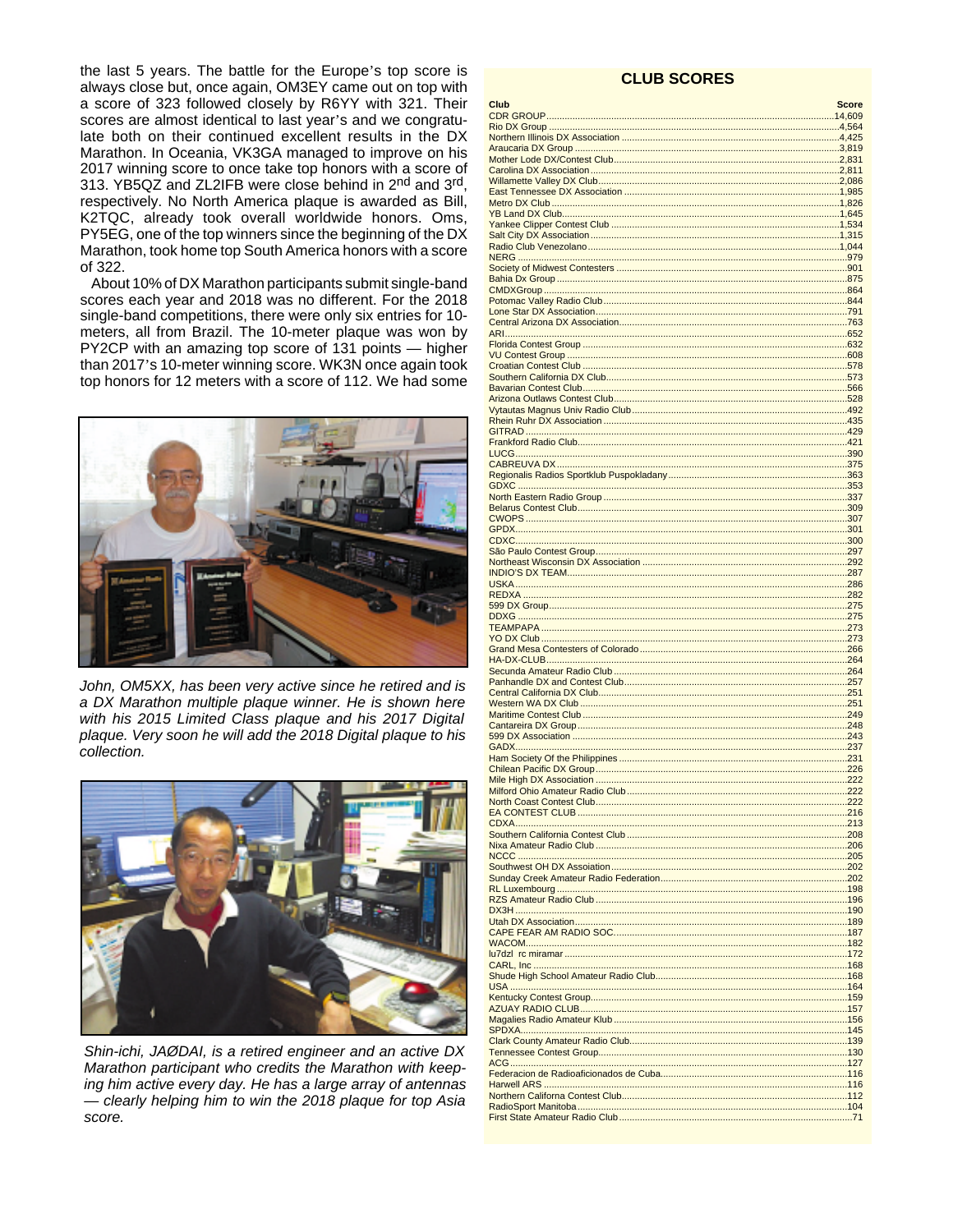the last 5 years. The battle for the Europe's top score is always close but, once again, OM3EY came out on top with a score of 323 followed closely by R6YY with 321. Their scores are almost identical to last year's and we congratulate both on their continued excellent results in the DX Marathon. In Oceania, VK3GA managed to improve on his 2017 winning score to once take top honors with a score of 313. YB5QZ and ZL2IFB were close behind in 2nd and 3rd, respectively. No North America plaque is awarded as Bill, K2TQC, already took overall worldwide honors. Oms, PY5EG, one of the top winners since the beginning of the DX Marathon, took home top South America honors with a score of 322.

About 10% of DX Marathon participants submit single-band scores each year and 2018 was no different. For the 2018 single-band competitions, there were only six entries for 10-meters, all from Brazil. The 10-meter plaque was won by PY2CP with an amazing top score of 131 points — higher than 2017's 10-meter winning score. WK3N once again took top honors for 12 meters with a score of 112. We had some

*John, OM5XX, has been very active since he retired and is a DX Marathon multiple plaque winner. He is shown here with his 2015 Limited Class plaque and his 2017 Digital plaque. Very soon he will add the 2018 Digital plaque to his collection.*

*Shin-ichi, JAØDAI, is a retired engineer and an active DX Marathon participant who credits the Marathon with keeping him active every day. He has a large array of antennas — clearly helping him to win the 2018 plaque for top Asia score.*

## CLUB SCORES

| Club | Score |
|---|---|
| CDR GROUP | 14,609 |
| Rio DX Group | 4,564 |
| Northern Illinois DX Association | 4,425 |
| Araucaria DX Group | 3,819 |
| Mother Lode DX/Contest Club | 2,831 |
| Carolina DX Association | 2,811 |
| Willamette Valley DX Club | 2,086 |
| East Tennessee DX Association | 1,985 |
| Metro DX Club | 1,826 |
| YB Land DX Club | 1,645 |
| Yankee Clipper Contest Club | 1,534 |
| Salt City DX Association | 1,315 |
| Radio Club Venezolano | 1,044 |
| NERG | 979 |
| Society of Midwest Contesters | 901 |
| Bahia Dx Group | 875 |
| CMDXGroup | 864 |
| Potomac Valley Radio Club | 844 |
| Lone Star DX Association | 791 |
| Central Arizona DX Association | 763 |
| ARI | 652 |
| Florida Contest Group | 632 |
| VU Contest Group | 608 |
| Croatian Contest Club | 578 |
| Southern California DX Club | 573 |
| Bavarian Contest Club | 566 |
| Arizona Outlaws Contest Club | 528 |
| Vytautas Magnus Univ Radio Club | 492 |
| Rhein Ruhr DX Association | 435 |
| GITRAD | 429 |
| Frankford Radio Club | 421 |
| LUCG | 390 |
| CABREUVA DX | 375 |
| Regionalis Radios Sportklub Puspokladany | 363 |
| GDXC | 353 |
| North Eastern Radio Group | 337 |
| Belarus Contest Club | 309 |
| CWOPS | 307 |
| GPDX | 301 |
| CDXC | 300 |
| São Paulo Contest Group | 297 |
| Northeast Wisconsin DX Association | 292 |
| INDIO'S DX TEAM | 287 |
| USKA | 286 |
| REDXA | 282 |
| 599 DX Group | 275 |
| DDXG | 275 |
| TEAMPAPA | 273 |
| YO DX Club | 273 |
| Grand Mesa Contesters of Colorado | 266 |
| HA-DX-CLUB | 264 |
| Secunda Amateur Radio Club | 264 |
| Panhandle DX and Contest Club | 257 |
| Central California DX Club | 251 |
| Western WA DX Club | 251 |
| Maritime Contest Club | 249 |
| Cantareira DX Group | 248 |
| 599 DX Association | 243 |
| GADX | 237 |
| Ham Society Of the Philippines | 231 |
| Chilean Pacific DX Group | 226 |
| Mile High DX Association | 222 |
| Milford Ohio Amateur Radio Club | 222 |
| North Coast Contest Club | 222 |
| EA CONTEST CLUB | 216 |
| CDXA | 213 |
| Southern California Contest Club | 208 |
| Nixa Amateur Radio Club | 206 |
| NCCC | 205 |
| Southwest OH DX Assoiation | 202 |
| Sunday Creek Amateur Radio Federation | 202 |
| RL Luxembourg | 198 |
| RZS Amateur Radio Club | 196 |
| DX3H | 190 |
| Utah DX Association | 189 |
| CAPE FEAR AM RADIO SOC | 187 |
| WACOM | 182 |
| lu7dzl rc miramar | 172 |
| CARL, Inc | 168 |
| Shude High School Amateur Radio Club | 168 |
| USA | 164 |
| Kentucky Contest Group | 159 |
| AZUAY RADIO CLUB | 157 |
| Magalies Radio Amateur Klub | 156 |
| SPDXA | 145 |
| Clark County Amateur Radio Club | 139 |
| Tennessee Contest Group | 130 |
| ACG | 127 |
| Federacion de Radioaficionados de Cuba | 116 |
| Harwell ARS | 116 |
| Northern Californa Contest Club | 112 |
| RadioSport Manitoba | 104 |
| First State Amateur Radio Club | 71 |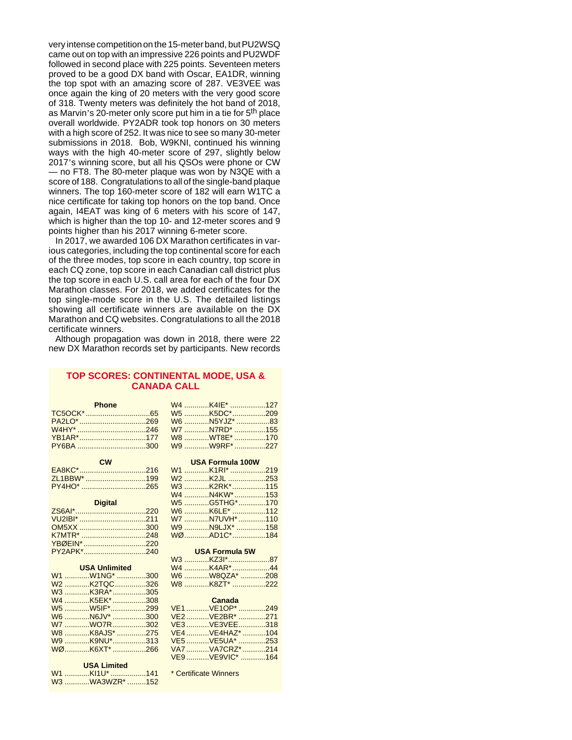very intense competition on the 15-meter band, but PU2WSQ came out on top with an impressive 226 points and PU2WDF followed in second place with 225 points. Seventeen meters proved to be a good DX band with Oscar, EA1DR, winning the top spot with an amazing score of 287. VE3VEE was once again the king of 20 meters with the very good score of 318. Twenty meters was definitely the hot band of 2018, as Marvin's 20-meter only score put him in a tie for 5th place overall worldwide. PY2ADR took top honors on 30 meters with a high score of 252. It was nice to see so many 30-meter submissions in 2018. Bob, W9KNI, continued his winning ways with the high 40-meter score of 297, slightly below 2017's winning score, but all his QSOs were phone or CW — no FT8. The 80-meter plaque was won by N3QE with a score of 188. Congratulations to all of the single-band plaque winners. The top 160-meter score of 182 will earn W1TC a nice certificate for taking top honors on the top band. Once again, I4EAT was king of 6 meters with his score of 147, which is higher than the top 10- and 12-meter scores and 9 points higher than his 2017 winning 6-meter score.

In 2017, we awarded 106 DX Marathon certificates in various categories, including the top continental score for each of the three modes, top score in each country, top score in each CQ zone, top score in each Canadian call district plus the top score in each U.S. call area for each of the four DX Marathon classes. For 2018, we added certificates for the top single-mode score in the U.S. The detailed listings showing all certificate winners are available on the DX Marathon and CQ websites. Congratulations to all the 2018 certificate winners.

Although propagation was down in 2018, there were 22 new DX Marathon records set by participants. New records

## TOP SCORES: CONTINENTAL MODE, USA & CANADA CALL

**Phone**

| Call | Score |
|---|---|
| TC5OCK* | 65 |
| PA2LO* | 269 |
| W4HY* | 246 |
| YB1AR* | 177 |
| PY6BA | 300 |

**CW**

| Call | Score |
|---|---|
| EA8KC* | 216 |
| ZL1BBW* | 199 |
| PY4HO* | 265 |

**Digital**

| Call | Score |
|---|---|
| ZS6AI* | 220 |
| VU2IBI* | 211 |
| OM5XX | 300 |
| K7MTR* | 248 |
| YBØEIN* | 220 |
| PY2APK* | 240 |

**USA Unlimited**

| Area | Call | Score |
|---|---|---|
| W1 | W1NG* | 300 |
| W2 | K2TQC | 326 |
| W3 | K3RA* | 305 |
| W4 | K5EK* | 308 |
| W5 | W5IF* | 299 |
| W6 | N6JV* | 300 |
| W7 | WO7R | 302 |
| W8 | K8AJS* | 275 |
| W9 | K9NU* | 313 |
| WØ | K6XT* | 266 |

**USA Limited**

| Area | Call | Score |
|---|---|---|
| W1 | KI1U* | 141 |
| W3 | WA3WZR* | 152 |
| W4 | K4IE* | 127 |
| W5 | K5DC* | 209 |
| W6 | N5YJZ* | 83 |
| W7 | N7RD* | 155 |
| W8 | WT8E* | 170 |
| W9 | W9RF* | 227 |

**USA Formula 100W**

| Area | Call | Score |
|---|---|---|
| W1 | K1RI* | 219 |
| W2 | K2JL | 253 |
| W3 | K2RK* | 115 |
| W4 | N4KW* | 153 |
| W5 | G5THG* | 170 |
| W6 | K6LE* | 112 |
| W7 | N7UVH* | 110 |
| W9 | N9LJX* | 158 |
| WØ | AD1C* | 184 |

**USA Formula 5W**

| Area | Call | Score |
|---|---|---|
| W3 | KZ3I* | 87 |
| W4 | K4AR* | 44 |
| W6 | W8QZA* | 208 |
| W8 | K8ZT* | 222 |

**Canada**

| Area | Call | Score |
|---|---|---|
| VE1 | VE1OP* | 249 |
| VE2 | VE2BR* | 271 |
| VE3 | VE3VEE | 318 |
| VE4 | VE4HAZ* | 104 |
| VE5 | VE5UA* | 253 |
| VA7 | VA7CRZ* | 214 |
| VE9 | VE9VIC* | 164 |

\* Certificate Winners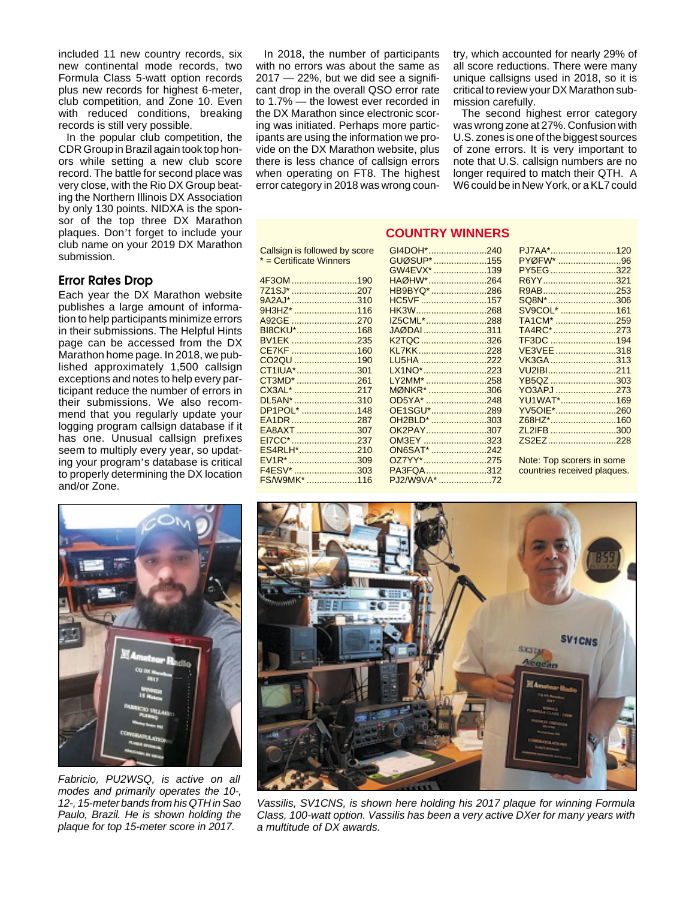included 11 new country records, six new continental mode records, two Formula Class 5-watt option records plus new records for highest 6-meter, club competition, and Zone 10. Even with reduced conditions, breaking records is still very possible.

In the popular club competition, the CDR Group in Brazil again took top honors while setting a new club score record. The battle for second place was very close, with the Rio DX Group beating the Northern Illinois DX Association by only 130 points. NIDXA is the sponsor of the top three DX Marathon plaques. Don't forget to include your club name on your 2019 DX Marathon submission.

### Error Rates Drop

Each year the DX Marathon website publishes a large amount of information to help participants minimize errors in their submissions. The Helpful Hints page can be accessed from the DX Marathon home page. In 2018, we published approximately 1,500 callsign exceptions and notes to help every participant reduce the number of errors in their submissions. We also recommend that you regularly update your logging program callsign database if it has one. Unusual callsign prefixes seem to multiply every year, so updating your program's database is critical to properly determining the DX location and/or Zone.

In 2018, the number of participants with no errors was about the same as 2017 — 22%, but we did see a significant drop in the overall QSO error rate to 1.7% — the lowest ever recorded in the DX Marathon since electronic scoring was initiated. Perhaps more participants are using the information we provide on the DX Marathon website, plus there is less chance of callsign errors when operating on FT8. The highest error category in 2018 was wrong country, which accounted for nearly 29% of all score reductions. There were many unique callsigns used in 2018, so it is critical to review your DX Marathon submission carefully.

The second highest error category was wrong zone at 27%. Confusion with U.S. zones is one of the biggest sources of zone errors. It is very important to note that U.S. callsign numbers are no longer required to match their QTH. A W6 could be in New York, or a KL7 could

## COUNTRY WINNERS

Callsign is followed by score
* = Certificate Winners

| Callsign | Score |
|---|---|
| 4F3OM | 190 |
| 7Z1SJ* | 207 |
| 9A2AJ* | 310 |
| 9H3HZ* | 116 |
| A92GE | 270 |
| BI8CKU* | 168 |
| BV1EK | 235 |
| CE7KF | 160 |
| CO2QU | 190 |
| CT1IUA* | 301 |
| CT3MD* | 261 |
| CX3AL* | 217 |
| DL5AN* | 310 |
| DP1POL* | 148 |
| EA1DR | 287 |
| EA8AXT | 307 |
| EI7CC* | 237 |
| ES4RLH* | 210 |
| EV1R* | 309 |
| F4ESV* | 303 |
| FS/W9MK* | 116 |
| GI4DOH* | 240 |
| GUØSUP* | 155 |
| GW4EVX* | 139 |
| HAØHW* | 264 |
| HB9BYQ* | 286 |
| HC5VF | 157 |
| HK3W | 268 |
| IZ5CML* | 288 |
| JAØDAI | 311 |
| K2TQC | 326 |
| KL7KK | 228 |
| LU5HA | 222 |
| LX1NO* | 223 |
| LY2MM* | 258 |
| MØNKR* | 306 |
| OD5YA* | 248 |
| OE1SGU* | 289 |
| OH2BLD* | 303 |
| OK2PAY | 307 |
| OM3EY | 323 |
| ON6SAT* | 242 |
| OZ7YY* | 275 |
| PA3FQA | 312 |
| PJ2/W9VA* | 72 |
| PJ7AA* | 120 |
| PYØFW* | 96 |
| PY5EG | 322 |
| R6YY | 321 |
| R9AB | 253 |
| SQ8N* | 306 |
| SV9COL* | 161 |
| TA1CM* | 259 |
| TA4RC* | 273 |
| TF3DC | 194 |
| VE3VEE | 318 |
| VK3GA | 313 |
| VU2IBI | 211 |
| YB5QZ | 303 |
| YO3APJ | 273 |
| YU1WAT* | 169 |
| YV5OIE* | 260 |
| Z68HZ* | 160 |
| ZL2IFB | 300 |
| ZS2EZ | 228 |

Note: Top scorers in some countries received plaques.

*Fabricio, PU2WSQ, is active on all modes and primarily operates the 10-, 12-, 15-meter bands from his QTH in Sao Paulo, Brazil. He is shown holding the plaque for top 15-meter score in 2017.*

*Vassilis, SV1CNS, is shown here holding his 2017 plaque for winning Formula Class, 100-watt option. Vassilis has been a very active DXer for many years with a multitude of DX awards.*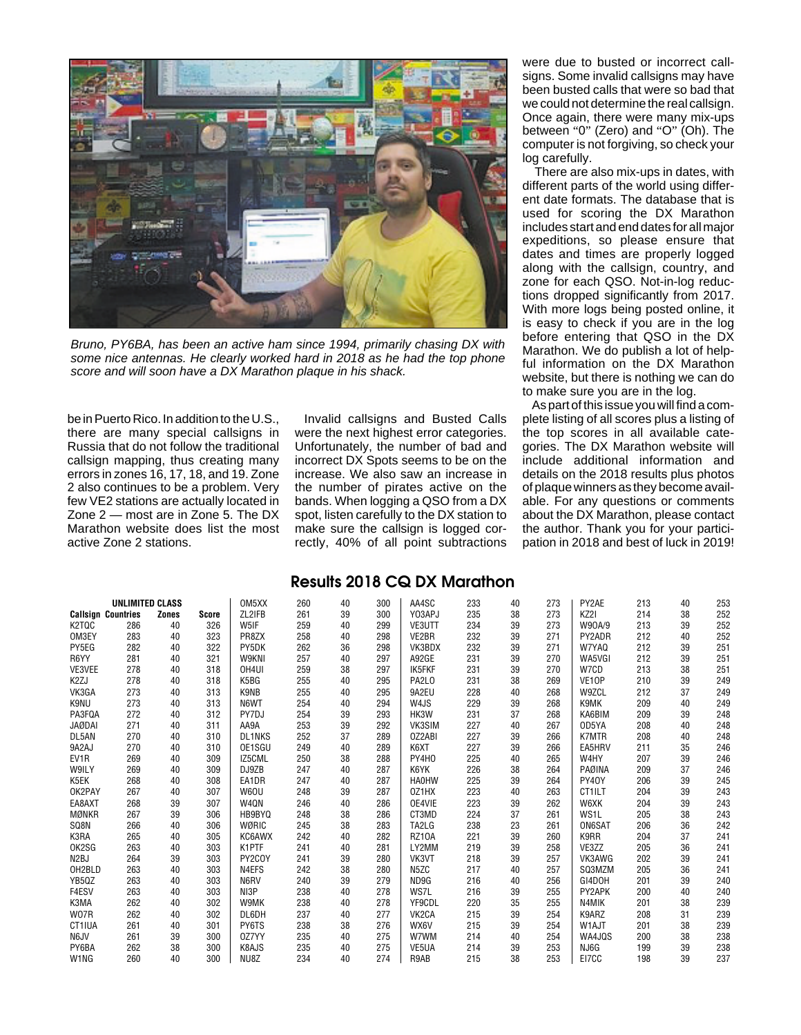*Bruno, PY6BA, has been an active ham since 1994, primarily chasing DX with some nice antennas. He clearly worked hard in 2018 as he had the top phone score and will soon have a DX Marathon plaque in his shack.*

be in Puerto Rico. In addition to the U.S., there are many special callsigns in Russia that do not follow the traditional callsign mapping, thus creating many errors in zones 16, 17, 18, and 19. Zone 2 also continues to be a problem. Very few VE2 stations are actually located in Zone 2 — most are in Zone 5. The DX Marathon website does list the most active Zone 2 stations.

Invalid callsigns and Busted Calls were the next highest error categories. Unfortunately, the number of bad and incorrect DX Spots seems to be on the increase. We also saw an increase in the number of pirates active on the bands. When logging a QSO from a DX spot, listen carefully to the DX station to make sure the callsign is logged correctly, 40% of all point subtractions were due to busted or incorrect callsigns. Some invalid callsigns may have been busted calls that were so bad that we could not determine the real callsign. Once again, there were many mix-ups between "0" (Zero) and "O" (Oh). The computer is not forgiving, so check your log carefully.

There are also mix-ups in dates, with different parts of the world using different date formats. The database that is used for scoring the DX Marathon includes start and end dates for all major expeditions, so please ensure that dates and times are properly logged along with the callsign, country, and zone for each QSO. Not-in-log reductions dropped significantly from 2017. With more logs being posted online, it is easy to check if you are in the log before entering that QSO in the DX Marathon. We do publish a lot of helpful information on the DX Marathon website, but there is nothing we can do to make sure you are in the log.

As part of this issue you will find a complete listing of all scores plus a listing of the top scores in all available categories. The DX Marathon website will include additional information and details on the 2018 results plus photos of plaque winners as they become available. For any questions or comments about the DX Marathon, please contact the author. Thank you for your participation in 2018 and best of luck in 2019!

## Results 2018 CQ DX Marathon

**UNLIMITED CLASS**

| Callsign | Countries | Zones | Score |
|---|---|---|---|
| K2TQC | 286 | 40 | 326 |
| OM3EY | 283 | 40 | 323 |
| PY5EG | 282 | 40 | 322 |
| R6YY | 281 | 40 | 321 |
| VE3VEE | 278 | 40 | 318 |
| K2ZJ | 278 | 40 | 318 |
| VK3GA | 273 | 40 | 313 |
| K9NU | 273 | 40 | 313 |
| PA3FQA | 272 | 40 | 312 |
| JAØDAI | 271 | 40 | 311 |
| DL5AN | 270 | 40 | 310 |
| 9A2AJ | 270 | 40 | 310 |
| EV1R | 269 | 40 | 309 |
| W9ILY | 269 | 40 | 309 |
| K5EK | 268 | 40 | 308 |
| OK2PAY | 267 | 40 | 307 |
| EA8AXT | 268 | 39 | 307 |
| MØNKR | 267 | 39 | 306 |
| SQ8N | 266 | 40 | 306 |
| K3RA | 265 | 40 | 305 |
| OK2SG | 263 | 40 | 303 |
| N2BJ | 264 | 39 | 303 |
| OH2BLD | 263 | 40 | 303 |
| YB5QZ | 263 | 40 | 303 |
| F4ESV | 263 | 40 | 303 |
| K3MA | 262 | 40 | 302 |
| WO7R | 262 | 40 | 302 |
| CT1IUA | 261 | 40 | 301 |
| N6JV | 261 | 39 | 300 |
| PY6BA | 262 | 38 | 300 |
| W1NG | 260 | 40 | 300 |
| OM5XX | 260 | 40 | 300 |
| ZL2IFB | 261 | 39 | 300 |
| W5IF | 259 | 40 | 299 |
| PR8ZX | 258 | 40 | 298 |
| PY5DK | 262 | 36 | 298 |
| W9KNI | 257 | 40 | 297 |
| OH4UI | 259 | 38 | 297 |
| K5BG | 255 | 40 | 295 |
| K9NB | 255 | 40 | 295 |
| N6WT | 254 | 40 | 294 |
| PY7DJ | 254 | 39 | 293 |
| AA9A | 253 | 39 | 292 |
| DL1NKS | 252 | 37 | 289 |
| OE1SGU | 249 | 40 | 289 |
| IZ5CML | 250 | 38 | 288 |
| DJ9ZB | 247 | 40 | 287 |
| EA1DR | 247 | 40 | 287 |
| W6OU | 248 | 39 | 287 |
| W4QN | 246 | 40 | 286 |
| HB9BYQ | 248 | 38 | 286 |
| WØRIC | 245 | 38 | 283 |
| KC6AWX | 242 | 40 | 282 |
| K1PTF | 241 | 40 | 281 |
| PY2COY | 241 | 39 | 280 |
| N4EFS | 242 | 38 | 280 |
| N6RV | 240 | 39 | 279 |
| NI3P | 238 | 40 | 278 |
| W9MK | 238 | 40 | 278 |
| DL6DH | 237 | 40 | 277 |
| PY6TS | 238 | 38 | 276 |
| OZ7YY | 235 | 40 | 275 |
| K8AJS | 235 | 40 | 275 |
| NU8Z | 234 | 40 | 274 |
| AA4SC | 233 | 40 | 273 |
| YO3APJ | 235 | 38 | 273 |
| VE3UTT | 234 | 39 | 273 |
| VE2BR | 232 | 39 | 271 |
| VK3BDX | 232 | 39 | 271 |
| A92GE | 231 | 39 | 270 |
| IK5FKF | 231 | 39 | 270 |
| PA2LO | 231 | 38 | 269 |
| 9A2EU | 228 | 40 | 268 |
| W4JS | 229 | 39 | 268 |
| HK3W | 231 | 37 | 268 |
| VK3SIM | 227 | 40 | 267 |
| OZ2ABI | 227 | 39 | 266 |
| K6XT | 227 | 39 | 266 |
| PY4HO | 225 | 40 | 265 |
| K6YK | 226 | 38 | 264 |
| HAOHW | 225 | 39 | 264 |
| OZ1HX | 223 | 40 | 263 |
| OE4VIE | 223 | 39 | 262 |
| CT3MD | 224 | 37 | 261 |
| TA2LG | 238 | 23 | 261 |
| RZ1OA | 221 | 39 | 260 |
| LY2MM | 219 | 39 | 258 |
| VK3VT | 218 | 39 | 257 |
| N5ZC | 217 | 40 | 257 |
| ND9G | 216 | 40 | 256 |
| WS7L | 216 | 39 | 255 |
| YF9CDL | 220 | 35 | 255 |
| VK2CA | 215 | 39 | 254 |
| WX6V | 215 | 39 | 254 |
| W7WM | 214 | 40 | 254 |
| VE5UA | 214 | 39 | 253 |
| R9AB | 215 | 38 | 253 |
| PY2AE | 213 | 40 | 253 |
| KZ2I | 214 | 38 | 252 |
| W9OA/9 | 213 | 39 | 252 |
| PY2ADR | 212 | 40 | 252 |
| W7YAQ | 212 | 39 | 251 |
| WA5VGI | 212 | 39 | 251 |
| W7CD | 213 | 38 | 251 |
| VE1OP | 210 | 39 | 249 |
| W9ZCL | 212 | 37 | 249 |
| K9MK | 209 | 40 | 249 |
| KA6BIM | 209 | 39 | 248 |
| OD5YA | 208 | 40 | 248 |
| K7MTR | 208 | 40 | 248 |
| EA5HRV | 211 | 35 | 246 |
| W4HY | 207 | 39 | 246 |
| PAØINA | 209 | 37 | 246 |
| PY4OY | 206 | 39 | 245 |
| CT1ILT | 204 | 39 | 243 |
| W6XK | 204 | 39 | 243 |
| WS1L | 205 | 38 | 243 |
| ON6SAT | 206 | 36 | 242 |
| K9RR | 204 | 37 | 241 |
| VE3ZZ | 205 | 36 | 241 |
| VK3AWG | 202 | 39 | 241 |
| SQ3MZM | 205 | 36 | 241 |
| GI4DOH | 201 | 39 | 240 |
| PY2APK | 200 | 40 | 240 |
| N4MIK | 201 | 38 | 239 |
| K9ARZ | 208 | 31 | 239 |
| W1AJT | 201 | 38 | 239 |
| WA4JQS | 200 | 38 | 238 |
| NJ6G | 199 | 39 | 238 |
| EI7CC | 198 | 39 | 237 |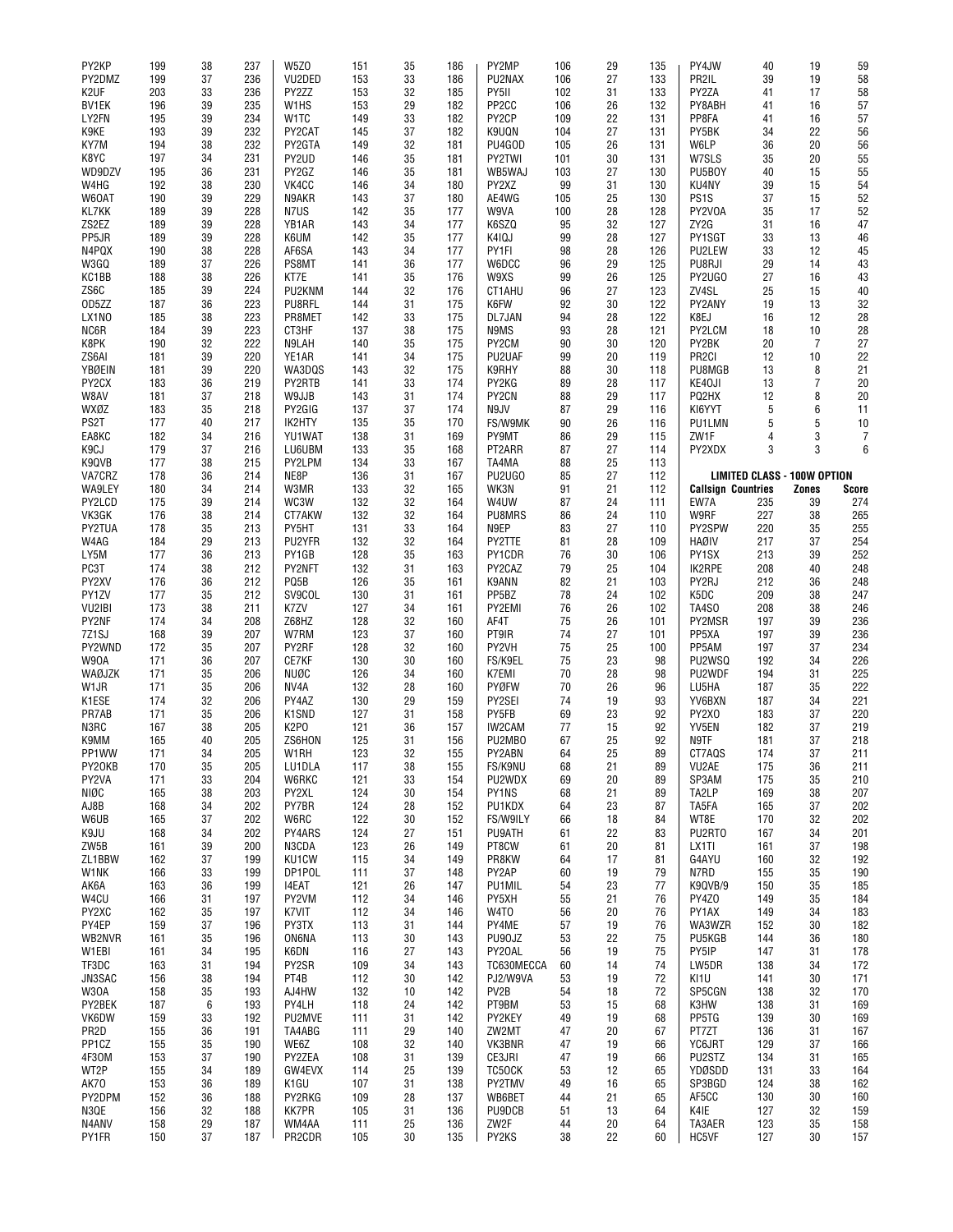| Callsign | Countries | Zones | Score |
|---|---|---|---|
| PY2KP | 199 | 38 | 237 |
| PY2DMZ | 199 | 37 | 236 |
| K2UF | 203 | 33 | 236 |
| BV1EK | 196 | 39 | 235 |
| LY2FN | 195 | 39 | 234 |
| K9KE | 193 | 39 | 232 |
| KY7M | 194 | 38 | 232 |
| K8YC | 197 | 34 | 231 |
| WD9DZV | 195 | 36 | 231 |
| W4HG | 192 | 38 | 230 |
| W6OAT | 190 | 39 | 229 |
| KL7KK | 189 | 39 | 228 |
| ZS2EZ | 189 | 39 | 228 |
| PP5JR | 189 | 39 | 228 |
| N4PQX | 190 | 38 | 228 |
| W3GQ | 189 | 37 | 226 |
| KC1BB | 188 | 38 | 226 |
| ZS6C | 185 | 39 | 224 |
| OD5ZZ | 187 | 36 | 223 |
| LX1NO | 185 | 38 | 223 |
| NC6R | 184 | 39 | 223 |
| K8PK | 190 | 32 | 222 |
| ZS6AI | 181 | 39 | 220 |
| YBØEIN | 181 | 39 | 220 |
| PY2CX | 183 | 36 | 219 |
| W8AV | 181 | 37 | 218 |
| WXØZ | 183 | 35 | 218 |
| PS2T | 177 | 40 | 217 |
| EA8KC | 182 | 34 | 216 |
| K9CJ | 179 | 37 | 216 |
| K9QVB | 177 | 38 | 215 |
| VA7CRZ | 178 | 36 | 214 |
| WA9LEY | 180 | 34 | 214 |
| PY2LCD | 175 | 39 | 214 |
| VK3GK | 176 | 38 | 214 |
| PY2TUA | 178 | 35 | 213 |
| W4AG | 184 | 29 | 213 |
| LY5M | 177 | 36 | 213 |
| PC3T | 174 | 38 | 212 |
| PY2XV | 176 | 36 | 212 |
| PY1ZV | 177 | 35 | 212 |
| VU2IBI | 173 | 38 | 211 |
| PY2NF | 174 | 34 | 208 |
| 7Z1SJ | 168 | 39 | 207 |
| PY2WND | 172 | 35 | 207 |
| W9OA | 171 | 36 | 207 |
| WAØJZK | 171 | 35 | 206 |
| W1JR | 171 | 35 | 206 |
| K1ESE | 174 | 32 | 206 |
| PR7AB | 171 | 35 | 206 |
| N3RC | 167 | 38 | 205 |
| K9MM | 165 | 40 | 205 |
| PP1WW | 171 | 34 | 205 |
| PY2OKB | 170 | 35 | 205 |
| PY2VA | 171 | 33 | 204 |
| NIØC | 165 | 38 | 203 |
| AJ8B | 168 | 34 | 202 |
| W6UB | 165 | 37 | 202 |
| K9JU | 168 | 34 | 202 |
| ZW5B | 161 | 39 | 200 |
| ZL1BBW | 162 | 37 | 199 |
| W1NK | 166 | 33 | 199 |
| AK6A | 163 | 36 | 199 |
| W4CU | 166 | 31 | 197 |
| PY2XC | 162 | 35 | 197 |
| PY4EP | 159 | 37 | 196 |
| WB2NVR | 161 | 35 | 196 |
| W1EBI | 161 | 34 | 195 |
| TF3DC | 163 | 31 | 194 |
| JN3SAC | 156 | 38 | 194 |
| W3OA | 158 | 35 | 193 |
| PY2BEK | 187 | 6 | 193 |
| VK6DW | 159 | 33 | 192 |
| PR2D | 155 | 36 | 191 |
| PP1CZ | 155 | 35 | 190 |
| 4F3OM | 153 | 37 | 190 |
| WT2P | 155 | 34 | 189 |
| AK7O | 153 | 36 | 189 |
| PY2DPM | 152 | 36 | 188 |
| N3QE | 156 | 32 | 188 |
| N4ANV | 158 | 29 | 187 |
| PY1FR | 150 | 37 | 187 |
| W5ZO | 151 | 35 | 186 |
| VU2DED | 153 | 33 | 186 |
| PY2ZZ | 153 | 32 | 185 |
| W1HS | 153 | 29 | 182 |
| W1TC | 149 | 33 | 182 |
| PY2CAT | 145 | 37 | 182 |
| PY2GTA | 149 | 32 | 181 |
| PY2UD | 146 | 35 | 181 |
| PY2GZ | 146 | 35 | 181 |
| VK4CC | 146 | 34 | 180 |
| N9AKR | 143 | 37 | 180 |
| N7US | 142 | 35 | 177 |
| YB1AR | 143 | 34 | 177 |
| K6UM | 142 | 35 | 177 |
| AF6SA | 143 | 34 | 177 |
| PS8MT | 141 | 36 | 177 |
| KT7E | 141 | 35 | 176 |
| PU2KNM | 144 | 32 | 176 |
| PU8RFL | 144 | 31 | 175 |
| PR8MET | 142 | 33 | 175 |
| CT3HF | 137 | 38 | 175 |
| N9LAH | 140 | 35 | 175 |
| YE1AR | 141 | 34 | 175 |
| WA3DQS | 143 | 32 | 175 |
| PY2RTB | 141 | 33 | 174 |
| W9JJB | 143 | 31 | 174 |
| PY2GIG | 137 | 37 | 174 |
| IK2HTY | 135 | 35 | 170 |
| YU1WAT | 138 | 31 | 169 |
| LU6UBM | 133 | 35 | 168 |
| PY2LPM | 134 | 33 | 167 |
| NE8P | 136 | 31 | 167 |
| W3MR | 133 | 32 | 165 |
| WC3W | 132 | 32 | 164 |
| CT7AKW | 132 | 32 | 164 |
| PY5HT | 131 | 33 | 164 |
| PU2YFR | 132 | 32 | 164 |
| PY1GB | 128 | 35 | 163 |
| PY2NFT | 132 | 31 | 163 |
| PQ5B | 126 | 35 | 161 |
| SV9COL | 130 | 31 | 161 |
| K7ZV | 127 | 34 | 161 |
| Z68HZ | 128 | 32 | 160 |
| W7RM | 123 | 37 | 160 |
| PY2RF | 128 | 32 | 160 |
| CE7KF | 130 | 30 | 160 |
| NUØC | 126 | 34 | 160 |
| NV4A | 132 | 28 | 160 |
| PY4AZ | 130 | 29 | 159 |
| K1SND | 127 | 31 | 158 |
| K2PO | 121 | 36 | 157 |
| ZS6HON | 125 | 31 | 156 |
| W1RH | 123 | 32 | 155 |
| LU1DLA | 117 | 38 | 155 |
| W6RKC | 121 | 33 | 154 |
| PY2XL | 124 | 30 | 154 |
| PY7BR | 124 | 28 | 152 |
| W6RC | 122 | 30 | 152 |
| PY4ARS | 124 | 27 | 151 |
| N3CDA | 123 | 26 | 149 |
| KU1CW | 115 | 34 | 149 |
| DP1POL | 111 | 37 | 148 |
| I4EAT | 121 | 26 | 147 |
| PY2VM | 112 | 34 | 146 |
| K7VIT | 112 | 34 | 146 |
| PY3TX | 113 | 31 | 144 |
| ON6NA | 113 | 30 | 143 |
| K6DN | 116 | 27 | 143 |
| PY2SR | 109 | 34 | 143 |
| PT4B | 112 | 30 | 142 |
| AJ4HW | 132 | 10 | 142 |
| PY4LH | 118 | 24 | 142 |
| PU2MVE | 111 | 31 | 142 |
| TA4ABG | 111 | 29 | 140 |
| WE6Z | 108 | 32 | 140 |
| PY2ZEA | 108 | 31 | 139 |
| GW4EVX | 114 | 25 | 139 |
| K1GU | 107 | 31 | 138 |
| PY2RKG | 109 | 28 | 137 |
| KK7PR | 105 | 31 | 136 |
| WM4AA | 111 | 25 | 136 |
| PR2CDR | 105 | 30 | 135 |
| PY2MP | 106 | 29 | 135 |
| PU2NAX | 106 | 27 | 133 |
| PY5II | 102 | 31 | 133 |
| PP2CC | 106 | 26 | 132 |
| PY2CP | 109 | 22 | 131 |
| K9UQN | 104 | 27 | 131 |
| PU4GOD | 105 | 26 | 131 |
| PY2TWI | 101 | 30 | 131 |
| WB5WAJ | 103 | 27 | 130 |
| PY2XZ | 99 | 31 | 130 |
| AE4WG | 105 | 25 | 130 |
| W9VA | 100 | 28 | 128 |
| K6SZQ | 95 | 32 | 127 |
| K4IQJ | 99 | 28 | 127 |
| PY1FI | 98 | 28 | 126 |
| W6DCC | 96 | 29 | 125 |
| W9XS | 99 | 26 | 125 |
| CT1AHU | 96 | 27 | 123 |
| K6FW | 92 | 30 | 122 |
| DL7JAN | 94 | 28 | 122 |
| N9MS | 93 | 28 | 121 |
| PY2CM | 90 | 30 | 120 |
| PU2UAF | 99 | 20 | 119 |
| K9RHY | 88 | 30 | 118 |
| PY2KG | 89 | 28 | 117 |
| PY2CN | 88 | 29 | 117 |
| N9JV | 87 | 29 | 116 |
| FS/W9MK | 90 | 26 | 116 |
| PY9MT | 86 | 29 | 115 |
| PT2ARR | 87 | 27 | 114 |
| TA4MA | 88 | 25 | 113 |
| PU2UGO | 85 | 27 | 112 |
| WK3N | 91 | 21 | 112 |
| W4UW | 87 | 24 | 111 |
| PU8MRS | 86 | 24 | 110 |
| N9EP | 83 | 27 | 110 |
| PY2TTE | 81 | 28 | 109 |
| PY1CDR | 76 | 30 | 106 |
| PY2CAZ | 79 | 25 | 104 |
| K9ANN | 82 | 21 | 103 |
| PP5BZ | 78 | 24 | 102 |
| PY2EMI | 76 | 26 | 102 |
| AF4T | 75 | 26 | 101 |
| PT9IR | 74 | 27 | 101 |
| PY2VH | 75 | 25 | 100 |
| FS/K9EL | 75 | 23 | 98 |
| K7EMI | 70 | 28 | 98 |
| PYØFW | 70 | 26 | 96 |
| PY2SEI | 74 | 19 | 93 |
| PY5FB | 69 | 23 | 92 |
| IW2CAM | 77 | 15 | 92 |
| PU2MBO | 67 | 25 | 92 |
| PY2ABN | 64 | 25 | 89 |
| FS/K9NU | 68 | 21 | 89 |
| PU2WDX | 69 | 20 | 89 |
| PY1NS | 68 | 21 | 89 |
| PU1KDX | 64 | 23 | 87 |
| FS/W9ILY | 66 | 18 | 84 |
| PU9ATH | 61 | 22 | 83 |
| PT8CW | 61 | 20 | 81 |
| PR8KW | 64 | 17 | 81 |
| PY2AP | 60 | 19 | 79 |
| PU1MIL | 54 | 23 | 77 |
| PY5XH | 55 | 21 | 76 |
| W4TO | 56 | 20 | 76 |
| PY4ME | 57 | 19 | 76 |
| PU9OJZ | 53 | 22 | 75 |
| PY2OAL | 56 | 19 | 75 |
| TC630MECCA | 60 | 14 | 74 |
| PJ2/W9VA | 53 | 19 | 72 |
| PV2B | 54 | 18 | 72 |
| PT9BM | 53 | 15 | 68 |
| PY2KEY | 49 | 19 | 68 |
| ZW2MT | 47 | 20 | 67 |
| VK3BNR | 47 | 19 | 66 |
| CE3JRI | 47 | 19 | 66 |
| TC5OCK | 53 | 12 | 65 |
| PY2TMV | 49 | 16 | 65 |
| WB6BET | 44 | 21 | 65 |
| PU9DCB | 51 | 13 | 64 |
| ZW2F | 44 | 20 | 64 |
| PY2KS | 38 | 22 | 60 |
| PY4JW | 40 | 19 | 59 |
| PR2IL | 39 | 19 | 58 |
| PY2ZA | 41 | 17 | 58 |
| PY8ABH | 41 | 16 | 57 |
| PP8FA | 41 | 16 | 57 |
| PY5BK | 34 | 22 | 56 |
| W6LP | 36 | 20 | 56 |
| W7SLS | 35 | 20 | 55 |
| PU5BOY | 40 | 15 | 55 |
| KU4NY | 39 | 15 | 54 |
| PS1S | 37 | 15 | 52 |
| PY2VOA | 35 | 17 | 52 |
| ZY2G | 31 | 16 | 47 |
| PY1SGT | 33 | 13 | 46 |
| PU2LEW | 33 | 12 | 45 |
| PU8RJI | 29 | 14 | 43 |
| PY2UGO | 27 | 16 | 43 |
| ZV4SL | 25 | 15 | 40 |
| PY2ANY | 19 | 13 | 32 |
| K8EJ | 16 | 12 | 28 |
| PY2LCM | 18 | 10 | 28 |
| PY2BK | 20 | 7 | 27 |
| PR2CI | 12 | 10 | 22 |
| PU8MGB | 13 | 8 | 21 |
| KE4OJI | 13 | 7 | 20 |
| PQ2HX | 12 | 8 | 20 |
| KI6YYT | 5 | 6 | 11 |
| PU1LMN | 5 | 5 | 10 |
| ZW1F | 4 | 3 | 7 |
| PY2XDX | 3 | 3 | 6 |

### LIMITED CLASS - 100W OPTION

| Callsign | Countries | Zones | Score |
|---|---|---|---|
| EW7A | 235 | 39 | 274 |
| W9RF | 227 | 38 | 265 |
| PY2SPW | 220 | 35 | 255 |
| HAØIV | 217 | 37 | 254 |
| PY1SX | 213 | 39 | 252 |
| IK2RPE | 208 | 40 | 248 |
| PY2RJ | 212 | 36 | 248 |
| K5DC | 209 | 38 | 247 |
| TA4SO | 208 | 38 | 246 |
| PY2MSR | 197 | 39 | 236 |
| PP5XA | 197 | 39 | 236 |
| PP5AM | 197 | 37 | 234 |
| PU2WSQ | 192 | 34 | 226 |
| PU2WDF | 194 | 31 | 225 |
| LU5HA | 187 | 35 | 222 |
| YV6BXN | 187 | 34 | 221 |
| PY2XO | 183 | 37 | 220 |
| YV5EN | 182 | 37 | 219 |
| N9TF | 181 | 37 | 218 |
| CT7AQS | 174 | 37 | 211 |
| VU2AE | 175 | 36 | 211 |
| SP3AM | 175 | 35 | 210 |
| TA2LP | 169 | 38 | 207 |
| TA5FA | 165 | 37 | 202 |
| WT8E | 170 | 32 | 202 |
| PU2RTO | 167 | 34 | 201 |
| LX1TI | 161 | 37 | 198 |
| G4AYU | 160 | 32 | 192 |
| N7RD | 155 | 35 | 190 |
| K9QVB/9 | 150 | 35 | 185 |
| PY4ZO | 149 | 35 | 184 |
| PY1AX | 149 | 34 | 183 |
| WA3WZR | 152 | 30 | 182 |
| PU5KGB | 144 | 36 | 180 |
| PY5IP | 147 | 31 | 178 |
| LW5DR | 138 | 34 | 172 |
| KI1U | 141 | 30 | 171 |
| SP5CGN | 138 | 32 | 170 |
| K3HW | 138 | 31 | 169 |
| PP5TG | 139 | 30 | 169 |
| PT7ZT | 136 | 31 | 167 |
| YC6JRT | 129 | 37 | 166 |
| PU2STZ | 134 | 31 | 165 |
| YDØSDD | 131 | 33 | 164 |
| SP3BGD | 124 | 38 | 162 |
| AF5CC | 130 | 30 | 160 |
| K4IE | 127 | 32 | 159 |
| TA3AER | 123 | 35 | 158 |
| HC5VF | 127 | 30 | 157 |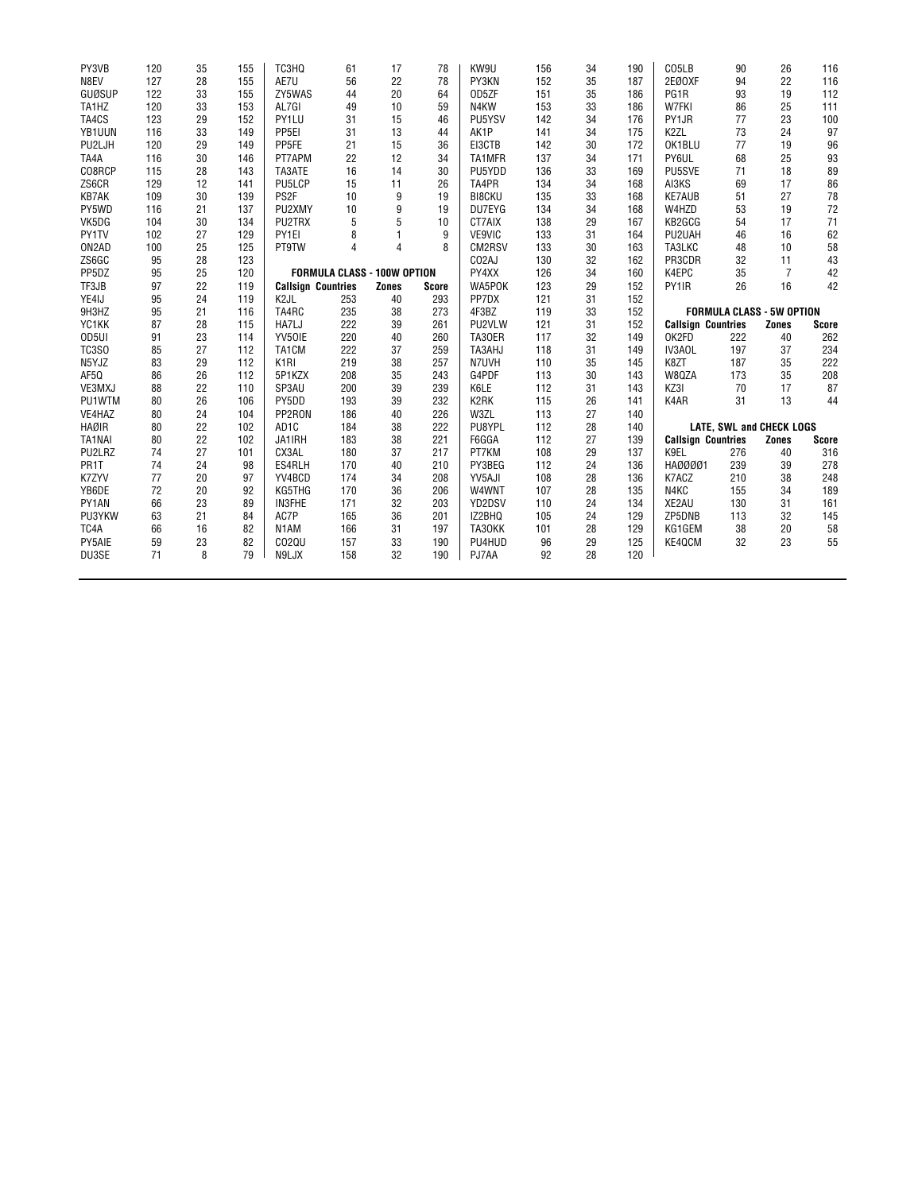| | | | |
|---|---|---|---|
| PY3VB | 120 | 35 | 155 |
| N8EV | 127 | 28 | 155 |
| GUØSUP | 122 | 33 | 155 |
| TA1HZ | 120 | 33 | 153 |
| TA4CS | 123 | 29 | 152 |
| YB1UUN | 116 | 33 | 149 |
| PU2LJH | 120 | 29 | 149 |
| TA4A | 116 | 30 | 146 |
| CO8RCP | 115 | 28 | 143 |
| ZS6CR | 129 | 12 | 141 |
| KB7AK | 109 | 30 | 139 |
| PY5WD | 116 | 21 | 137 |
| VK5DG | 104 | 30 | 134 |
| PY1TV | 102 | 27 | 129 |
| ON2AD | 100 | 25 | 125 |
| ZS6GC | 95 | 28 | 123 |
| PP5DZ | 95 | 25 | 120 |
| TF3JB | 97 | 22 | 119 |
| YE4IJ | 95 | 24 | 119 |
| 9H3HZ | 95 | 21 | 116 |
| YC1KK | 87 | 28 | 115 |
| OD5UI | 91 | 23 | 114 |
| TC3SO | 85 | 27 | 112 |
| N5YJZ | 83 | 29 | 112 |
| AF5Q | 86 | 26 | 112 |
| VE3MXJ | 88 | 22 | 110 |
| PU1WTM | 80 | 26 | 106 |
| VE4HAZ | 80 | 24 | 104 |
| HAØIR | 80 | 22 | 102 |
| TA1NAI | 80 | 22 | 102 |
| PU2LRZ | 74 | 27 | 101 |
| PR1T | 74 | 24 | 98 |
| K7ZYV | 77 | 20 | 97 |
| YB6DE | 72 | 20 | 92 |
| PY1AN | 66 | 23 | 89 |
| PU3YKW | 63 | 21 | 84 |
| TC4A | 66 | 16 | 82 |
| PY5AIE | 59 | 23 | 82 |
| DU3SE | 71 | 8 | 79 |
| TC3HQ | 61 | 17 | 78 |
| AE7U | 56 | 22 | 78 |
| ZY5WAS | 44 | 20 | 64 |
| AL7GI | 49 | 10 | 59 |
| PY1LU | 31 | 15 | 46 |
| PP5EI | 31 | 13 | 44 |
| PP5FE | 21 | 15 | 36 |
| PT7APM | 22 | 12 | 34 |
| TA3ATE | 16 | 14 | 30 |
| PU5LCP | 15 | 11 | 26 |
| PS2F | 10 | 9 | 19 |
| PU2XMY | 10 | 9 | 19 |
| PU2TRX | 5 | 5 | 10 |
| PY1EI | 8 | 1 | 9 |
| PT9TW | 4 | 4 | 8 |

**FORMULA CLASS - 100W OPTION**

| Callsign | Countries | Zones | Score |
|---|---|---|---|
| K2JL | 253 | 40 | 293 |
| TA4RC | 235 | 38 | 273 |
| HA7LJ | 222 | 39 | 261 |
| YV5OIE | 220 | 40 | 260 |
| TA1CM | 222 | 37 | 259 |
| K1RI | 219 | 38 | 257 |
| 5P1KZX | 208 | 35 | 243 |
| SP3AU | 200 | 39 | 239 |
| PY5DD | 193 | 39 | 232 |
| PP2RON | 186 | 40 | 226 |
| AD1C | 184 | 38 | 222 |
| JA1IRH | 183 | 38 | 221 |
| CX3AL | 180 | 37 | 217 |
| ES4RLH | 170 | 40 | 210 |
| YV4BCD | 174 | 34 | 208 |
| KG5THG | 170 | 36 | 206 |
| IN3FHE | 171 | 32 | 203 |
| AC7P | 165 | 36 | 201 |
| N1AM | 166 | 31 | 197 |
| CO2QU | 157 | 33 | 190 |
| N9LJX | 158 | 32 | 190 |
| KW9U | 156 | 34 | 190 |
| PY3KN | 152 | 35 | 187 |
| OD5ZF | 151 | 35 | 186 |
| N4KW | 153 | 33 | 186 |
| PU5YSV | 142 | 34 | 176 |
| AK1P | 141 | 34 | 175 |
| EI3CTB | 142 | 30 | 172 |
| TA1MFR | 137 | 34 | 171 |
| PU5YDD | 136 | 33 | 169 |
| TA4PR | 134 | 34 | 168 |
| BI8CKU | 135 | 33 | 168 |
| DU7EYG | 134 | 34 | 168 |
| CT7AIX | 138 | 29 | 167 |
| VE9VIC | 133 | 31 | 164 |
| CM2RSV | 133 | 30 | 163 |
| CO2AJ | 130 | 32 | 162 |
| PY4XX | 126 | 34 | 160 |
| WA5POK | 123 | 29 | 152 |
| PP7DX | 121 | 31 | 152 |
| 4F3BZ | 119 | 33 | 152 |
| PU2VLW | 121 | 31 | 152 |
| TA3OER | 117 | 32 | 149 |
| TA3AHJ | 118 | 31 | 149 |
| N7UVH | 110 | 35 | 145 |
| G4PDF | 113 | 30 | 143 |
| K6LE | 112 | 31 | 143 |
| K2RK | 115 | 26 | 141 |
| W3ZL | 113 | 27 | 140 |
| PU8YPL | 112 | 28 | 140 |
| F6GGA | 112 | 27 | 139 |
| PT7KM | 108 | 29 | 137 |
| PY3BEG | 112 | 24 | 136 |
| YV5AJI | 108 | 28 | 136 |
| W4WNT | 107 | 28 | 135 |
| YD2DSV | 110 | 24 | 134 |
| IZ2BHQ | 105 | 24 | 129 |
| TA3OKK | 101 | 28 | 129 |
| PU4HUD | 96 | 29 | 125 |
| PJ7AA | 92 | 28 | 120 |
| CO5LB | 90 | 26 | 116 |
| 2EØOXF | 94 | 22 | 116 |
| PG1R | 93 | 19 | 112 |
| W7FKI | 86 | 25 | 111 |
| PY1JR | 77 | 23 | 100 |
| K2ZL | 73 | 24 | 97 |
| OK1BLU | 77 | 19 | 96 |
| PY6UL | 68 | 25 | 93 |
| PU5SVE | 71 | 18 | 89 |
| AI3KS | 69 | 17 | 86 |
| KE7AUB | 51 | 27 | 78 |
| W4HZD | 53 | 19 | 72 |
| KB2GCG | 54 | 17 | 71 |
| PU2UAH | 46 | 16 | 62 |
| TA3LKC | 48 | 10 | 58 |
| PR3CDR | 32 | 11 | 43 |
| K4EPC | 35 | 7 | 42 |
| PY1IR | 26 | 16 | 42 |

**FORMULA CLASS - 5W OPTION**

| Callsign | Countries | Zones | Score |
|---|---|---|---|
| OK2FD | 222 | 40 | 262 |
| IV3AOL | 197 | 37 | 234 |
| K8ZT | 187 | 35 | 222 |
| W8QZA | 173 | 35 | 208 |
| KZ3I | 70 | 17 | 87 |
| K4AR | 31 | 13 | 44 |

**LATE, SWL and CHECK LOGS**

| Callsign | Countries | Zones | Score |
|---|---|---|---|
| K9EL | 276 | 40 | 316 |
| HAØØØ1 | 239 | 39 | 278 |
| K7ACZ | 210 | 38 | 248 |
| N4KC | 155 | 34 | 189 |
| XE2AU | 130 | 31 | 161 |
| ZP5DNB | 113 | 32 | 145 |
| KG1GEM | 38 | 20 | 58 |
| KE4QCM | 32 | 23 | 55 |